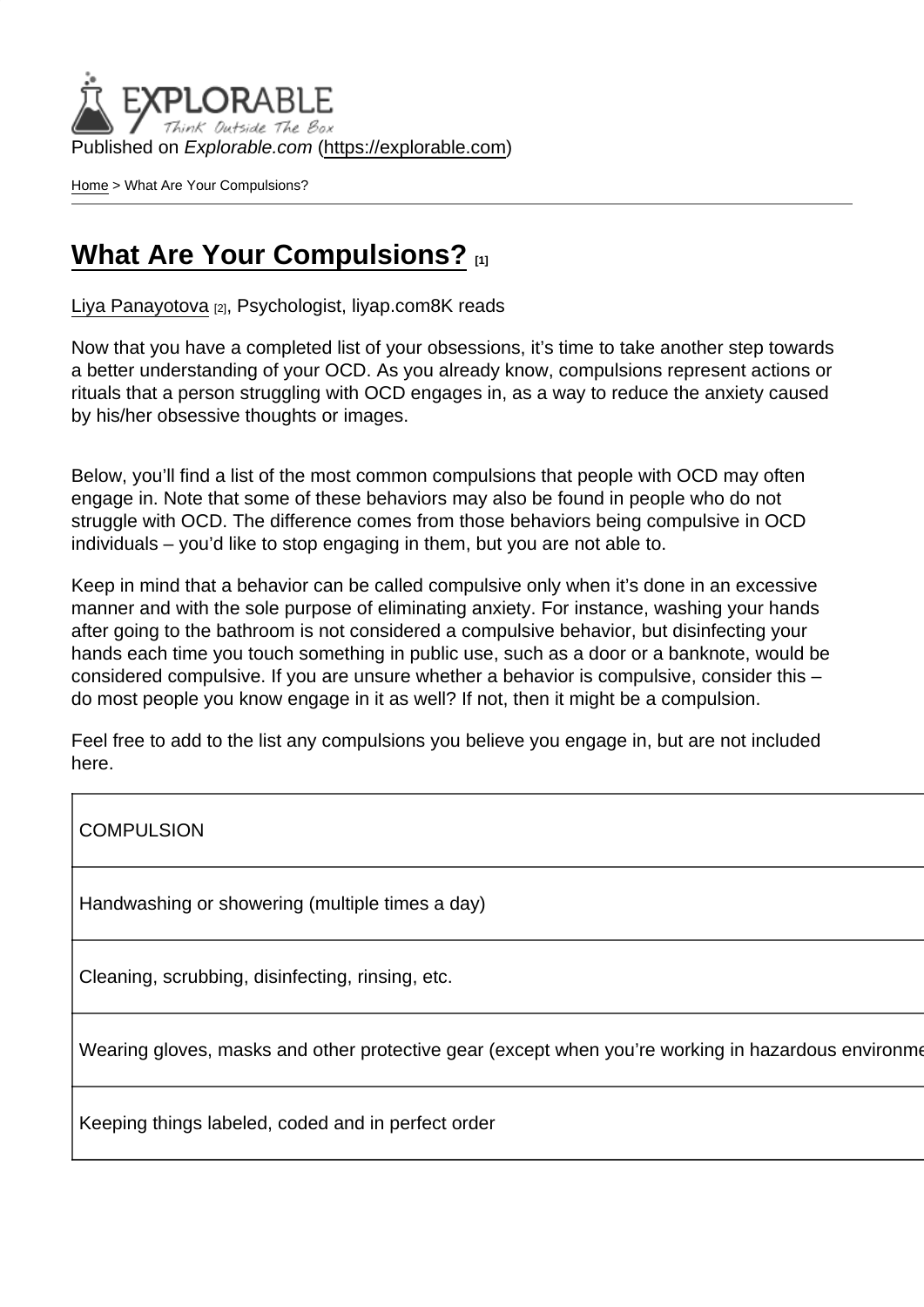Published on *Explorable.com* (https://explorable.com)

Home > What Are Your Compulsions?

# What Are Your Compulsions? [1]

Liya Panayotova [2], Psychologist, liyap.com8K reads

Now that you have a completed list of your obsessions, it's time to take another step towards a better understanding of your OCD. As you already know, compulsions represent actions or rituals that a person struggling with OCD engages in, as a way to reduce the anxiety caused by his/her obsessive thoughts or images.

Below, you'll find a list of the most common compulsions that people with OCD may often engage in. Note that some of these behaviors may also be found in people who do not struggle with OCD. The difference comes from those behaviors being compulsive in OCD individuals – you'd like to stop engaging in them, but you are not able to.

Keep in mind that a behavior can be called compulsive only when it's done in an excessive manner and with the sole purpose of eliminating anxiety. For instance, washing your hands after going to the bathroom is not considered a compulsive behavior, but disinfecting your hands each time you touch something in public use, such as a door or a banknote, would be considered compulsive. If you are unsure whether a behavior is compulsive, consider this – do most people you know engage in it as well? If not, then it might be a compulsion.

Feel free to add to the list any compulsions you believe you engage in, but are not included here.

| COMPULSION |
| --- |
| Handwashing or showering (multiple times a day) |
| Cleaning, scrubbing, disinfecting, rinsing, etc. |
| Wearing gloves, masks and other protective gear (except when you're working in hazardous environme |
| Keeping things labeled, coded and in perfect order |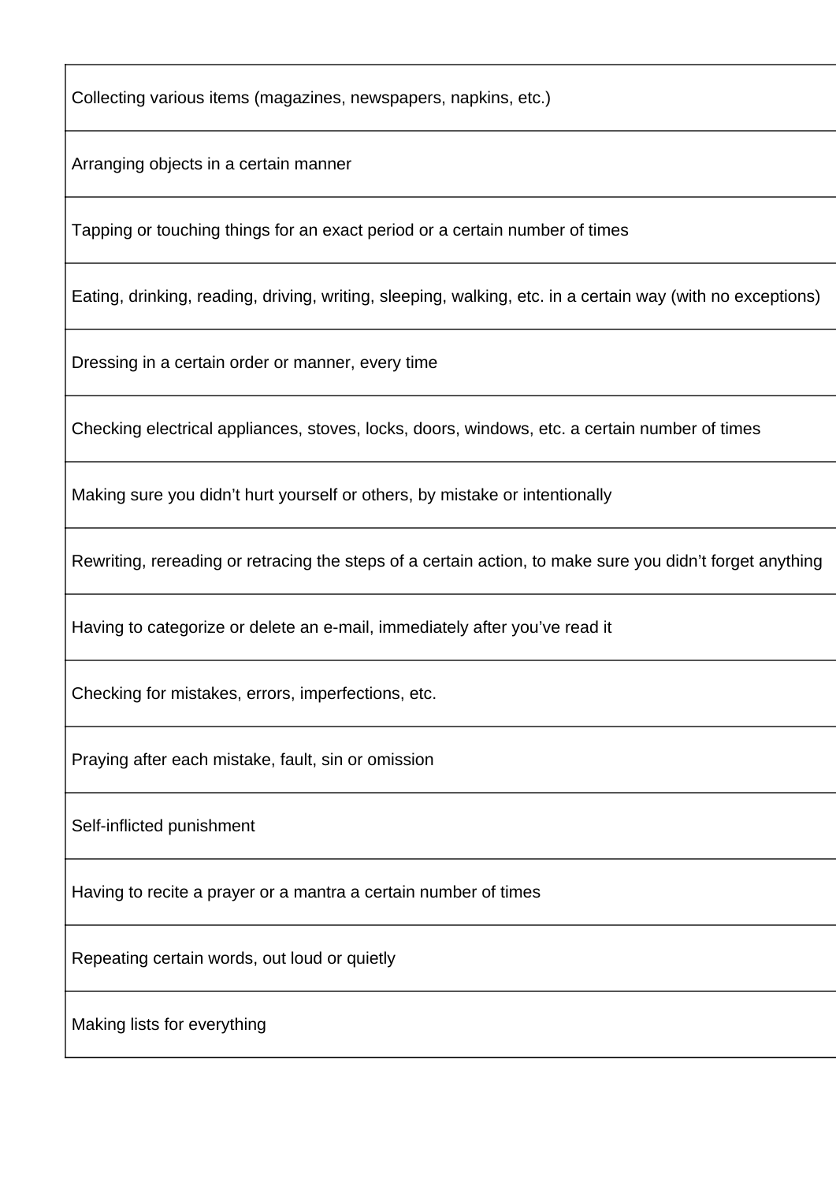| |
|---|
| Collecting various items (magazines, newspapers, napkins, etc.) |
| Arranging objects in a certain manner |
| Tapping or touching things for an exact period or a certain number of times |
| Eating, drinking, reading, driving, writing, sleeping, walking, etc. in a certain way (with no exceptions) |
| Dressing in a certain order or manner, every time |
| Checking electrical appliances, stoves, locks, doors, windows, etc. a certain number of times |
| Making sure you didn't hurt yourself or others, by mistake or intentionally |
| Rewriting, rereading or retracing the steps of a certain action, to make sure you didn't forget anything |
| Having to categorize or delete an e-mail, immediately after you've read it |
| Checking for mistakes, errors, imperfections, etc. |
| Praying after each mistake, fault, sin or omission |
| Self-inflicted punishment |
| Having to recite a prayer or a mantra a certain number of times |
| Repeating certain words, out loud or quietly |
| Making lists for everything |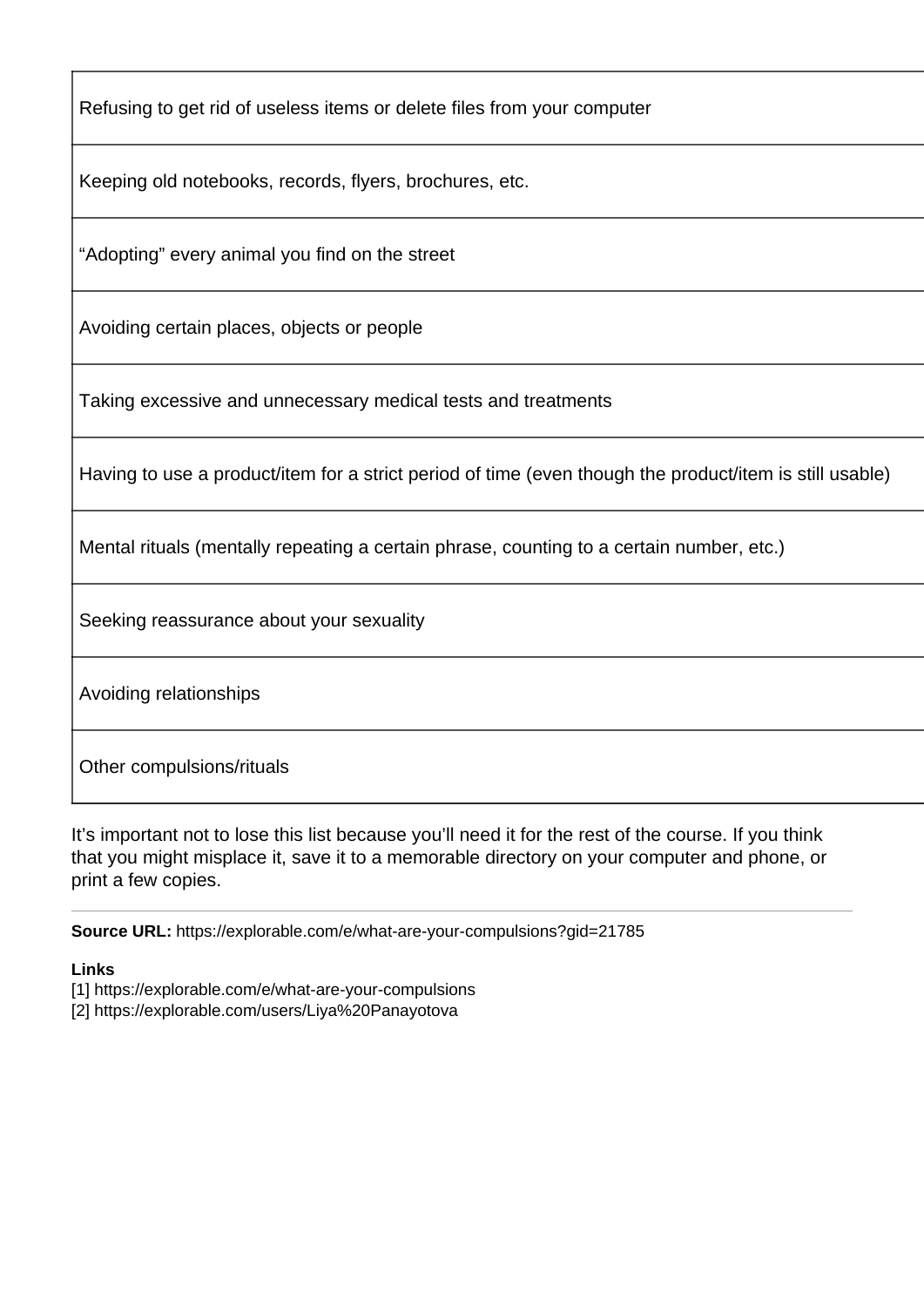| |
|---|
| Refusing to get rid of useless items or delete files from your computer |
| Keeping old notebooks, records, flyers, brochures, etc. |
| “Adopting” every animal you find on the street |
| Avoiding certain places, objects or people |
| Taking excessive and unnecessary medical tests and treatments |
| Having to use a product/item for a strict period of time (even though the product/item is still usable) |
| Mental rituals (mentally repeating a certain phrase, counting to a certain number, etc.) |
| Seeking reassurance about your sexuality |
| Avoiding relationships |
| Other compulsions/rituals |

It’s important not to lose this list because you’ll need it for the rest of the course. If you think that you might misplace it, save it to a memorable directory on your computer and phone, or print a few copies.

---

**Source URL:** https://explorable.com/e/what-are-your-compulsions?gid=21785

**Links**
[1] https://explorable.com/e/what-are-your-compulsions
[2] https://explorable.com/users/Liya%20Panayotova